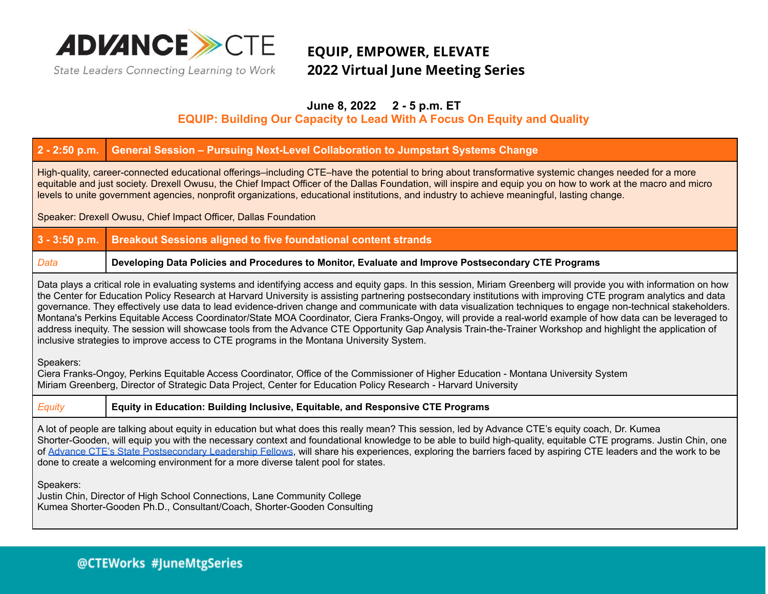ADVANCE CTE
State Leaders Connecting Learning to Work

# EQUIP, EMPOWER, ELEVATE
# 2022 Virtual June Meeting Series

**June 8, 2022 2 - 5 p.m. ET**

## EQUIP: Building Our Capacity to Lead With A Focus On Equity and Quality

### 2 - 2:50 p.m. — General Session – Pursuing Next-Level Collaboration to Jumpstart Systems Change

High-quality, career-connected educational offerings–including CTE–have the potential to bring about transformative systemic changes needed for a more equitable and just society. Drexell Owusu, the Chief Impact Officer of the Dallas Foundation, will inspire and equip you on how to work at the macro and micro levels to unite government agencies, nonprofit organizations, educational institutions, and industry to achieve meaningful, lasting change.

Speaker: Drexell Owusu, Chief Impact Officer, Dallas Foundation

### 3 - 3:50 p.m. — Breakout Sessions aligned to five foundational content strands

*Data* — **Developing Data Policies and Procedures to Monitor, Evaluate and Improve Postsecondary CTE Programs**

Data plays a critical role in evaluating systems and identifying access and equity gaps. In this session, Miriam Greenberg will provide you with information on how the Center for Education Policy Research at Harvard University is assisting partnering postsecondary institutions with improving CTE program analytics and data governance. They effectively use data to lead evidence-driven change and communicate with data visualization techniques to engage non-technical stakeholders. Montana's Perkins Equitable Access Coordinator/State MOA Coordinator, Ciera Franks-Ongoy, will provide a real-world example of how data can be leveraged to address inequity. The session will showcase tools from the Advance CTE Opportunity Gap Analysis Train-the-Trainer Workshop and highlight the application of inclusive strategies to improve access to CTE programs in the Montana University System.

Speakers:
Ciera Franks-Ongoy, Perkins Equitable Access Coordinator, Office of the Commissioner of Higher Education - Montana University System
Miriam Greenberg, Director of Strategic Data Project, Center for Education Policy Research - Harvard University

*Equity* — **Equity in Education: Building Inclusive, Equitable, and Responsive CTE Programs**

A lot of people are talking about equity in education but what does this really mean? This session, led by Advance CTE's equity coach, Dr. Kumea Shorter-Gooden, will equip you with the necessary context and foundational knowledge to be able to build high-quality, equitable CTE programs. Justin Chin, one of Advance CTE's State Postsecondary Leadership Fellows, will share his experiences, exploring the barriers faced by aspiring CTE leaders and the work to be done to create a welcoming environment for a more diverse talent pool for states.

Speakers:
Justin Chin, Director of High School Connections, Lane Community College
Kumea Shorter-Gooden Ph.D., Consultant/Coach, Shorter-Gooden Consulting

@CTEWorks #JuneMtgSeries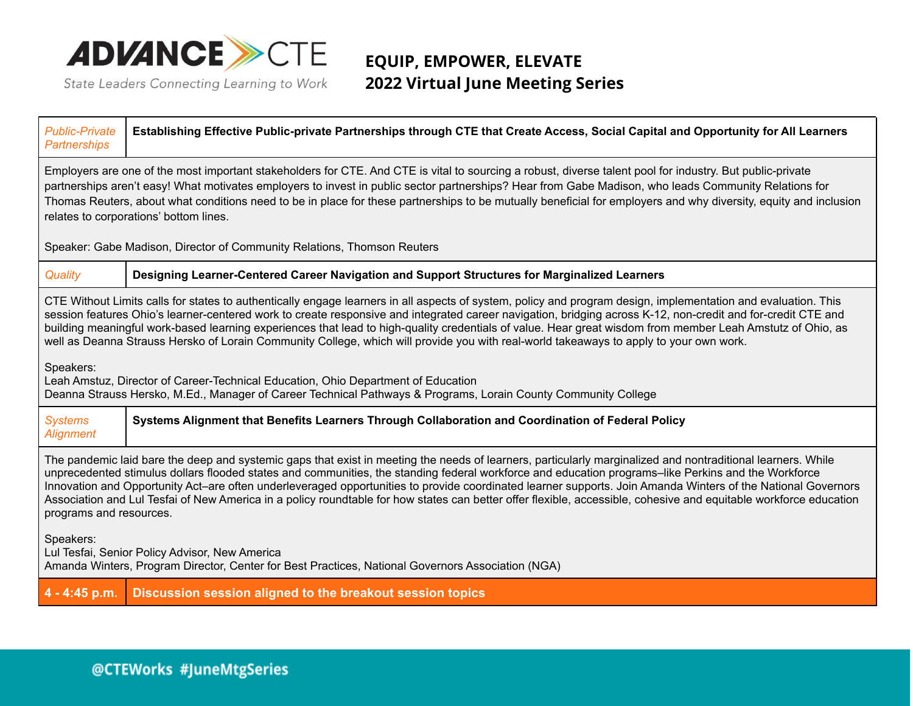**EQUIP, EMPOWER, ELEVATE**
**2022 Virtual June Meeting Series**

| *Public-Private Partnerships* | **Establishing Effective Public-private Partnerships through CTE that Create Access, Social Capital and Opportunity for All Learners** |
|---|---|

Employers are one of the most important stakeholders for CTE. And CTE is vital to sourcing a robust, diverse talent pool for industry. But public-private partnerships aren't easy! What motivates employers to invest in public sector partnerships? Hear from Gabe Madison, who leads Community Relations for Thomas Reuters, about what conditions need to be in place for these partnerships to be mutually beneficial for employers and why diversity, equity and inclusion relates to corporations' bottom lines.

Speaker: Gabe Madison, Director of Community Relations, Thomson Reuters

| *Quality* | **Designing Learner-Centered Career Navigation and Support Structures for Marginalized Learners** |
|---|---|

CTE Without Limits calls for states to authentically engage learners in all aspects of system, policy and program design, implementation and evaluation. This session features Ohio's learner-centered work to create responsive and integrated career navigation, bridging across K-12, non-credit and for-credit CTE and building meaningful work-based learning experiences that lead to high-quality credentials of value. Hear great wisdom from member Leah Amstutz of Ohio, as well as Deanna Strauss Hersko of Lorain Community College, which will provide you with real-world takeaways to apply to your own work.

Speakers:
Leah Amstuz, Director of Career-Technical Education, Ohio Department of Education
Deanna Strauss Hersko, M.Ed., Manager of Career Technical Pathways & Programs, Lorain County Community College

| *Systems Alignment* | **Systems Alignment that Benefits Learners Through Collaboration and Coordination of Federal Policy** |
|---|---|

The pandemic laid bare the deep and systemic gaps that exist in meeting the needs of learners, particularly marginalized and nontraditional learners. While unprecedented stimulus dollars flooded states and communities, the standing federal workforce and education programs–like Perkins and the Workforce Innovation and Opportunity Act–are often underleveraged opportunities to provide coordinated learner supports. Join Amanda Winters of the National Governors Association and Lul Tesfai of New America in a policy roundtable for how states can better offer flexible, accessible, cohesive and equitable workforce education programs and resources.

Speakers:
Lul Tesfai, Senior Policy Advisor, New America
Amanda Winters, Program Director, Center for Best Practices, National Governors Association (NGA)

| **4 - 4:45 p.m.** | **Discussion session aligned to the breakout session topics** |
|---|---|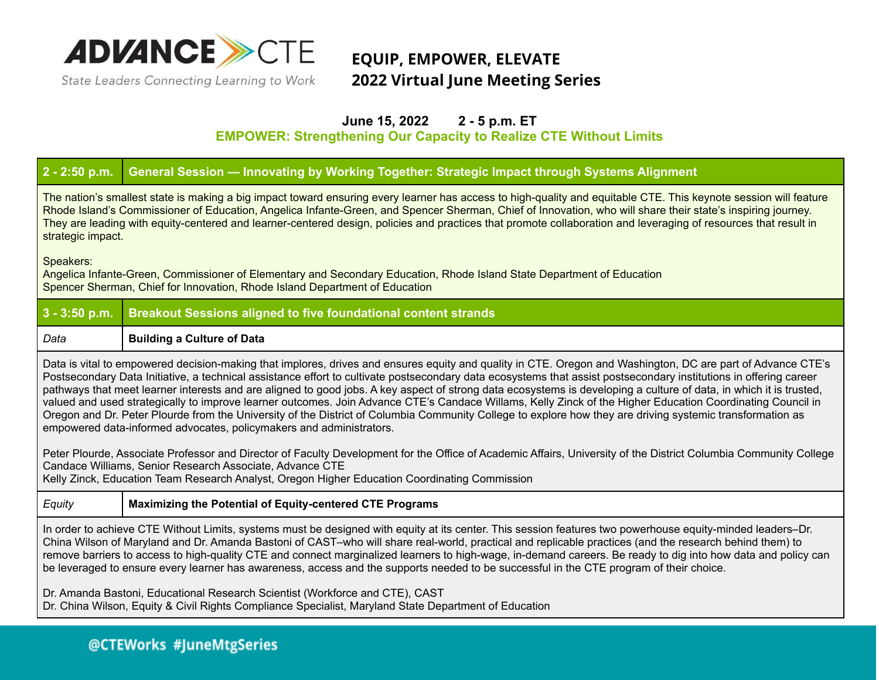**ADVANCE CTE**
State Leaders Connecting Learning to Work

## EQUIP, EMPOWER, ELEVATE
## 2022 Virtual June Meeting Series

**June 15, 2022 2 - 5 p.m. ET**

**EMPOWER: Strengthening Our Capacity to Realize CTE Without Limits**

| **2 - 2:50 p.m.** | **General Session — Innovating by Working Together: Strategic Impact through Systems Alignment** |
|---|---|
| The nation's smallest state is making a big impact toward ensuring every learner has access to high-quality and equitable CTE. This keynote session will feature Rhode Island's Commissioner of Education, Angelica Infante-Green, and Spencer Sherman, Chief of Innovation, who will share their state's inspiring journey. They are leading with equity-centered and learner-centered design, policies and practices that promote collaboration and leveraging of resources that result in strategic impact.<br><br>Speakers:<br>Angelica Infante-Green, Commissioner of Elementary and Secondary Education, Rhode Island State Department of Education<br>Spencer Sherman, Chief for Innovation, Rhode Island Department of Education | |
| **3 - 3:50 p.m.** | **Breakout Sessions aligned to five foundational content strands** |
| *Data* | **Building a Culture of Data** |
| Data is vital to empowered decision-making that implores, drives and ensures equity and quality in CTE. Oregon and Washington, DC are part of Advance CTE's Postsecondary Data Initiative, a technical assistance effort to cultivate postsecondary data ecosystems that assist postsecondary institutions in offering career pathways that meet learner interests and are aligned to good jobs. A key aspect of strong data ecosystems is developing a culture of data, in which it is trusted, valued and used strategically to improve learner outcomes. Join Advance CTE's Candace Willams, Kelly Zinck of the Higher Education Coordinating Council in Oregon and Dr. Peter Plourde from the University of the District of Columbia Community College to explore how they are driving systemic transformation as empowered data-informed advocates, policymakers and administrators.<br><br>Peter Plourde, Associate Professor and Director of Faculty Development for the Office of Academic Affairs, University of the District Columbia Community College<br>Candace Williams, Senior Research Associate, Advance CTE<br>Kelly Zinck, Education Team Research Analyst, Oregon Higher Education Coordinating Commission | |
| *Equity* | **Maximizing the Potential of Equity-centered CTE Programs** |
| In order to achieve CTE Without Limits, systems must be designed with equity at its center. This session features two powerhouse equity-minded leaders–Dr. China Wilson of Maryland and Dr. Amanda Bastoni of CAST–who will share real-world, practical and replicable practices (and the research behind them) to remove barriers to access to high-quality CTE and connect marginalized learners to high-wage, in-demand careers. Be ready to dig into how data and policy can be leveraged to ensure every learner has awareness, access and the supports needed to be successful in the CTE program of their choice.<br><br>Dr. Amanda Bastoni, Educational Research Scientist (Workforce and CTE), CAST<br>Dr. China Wilson, Equity & Civil Rights Compliance Specialist, Maryland State Department of Education | |

@CTEWorks #JuneMtgSeries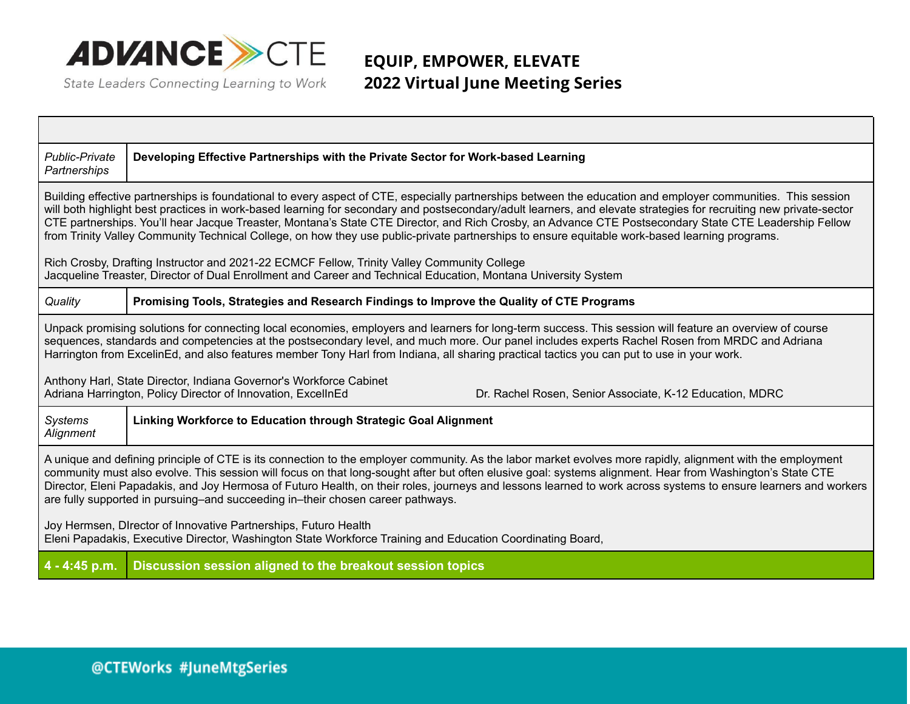# EQUIP, EMPOWER, ELEVATE
## 2022 Virtual June Meeting Series

| | |
|---|---|
| *Public-Private Partnerships* | **Developing Effective Partnerships with the Private Sector for Work-based Learning** |
| Building effective partnerships is foundational to every aspect of CTE, especially partnerships between the education and employer communities. This session will both highlight best practices in work-based learning for secondary and postsecondary/adult learners, and elevate strategies for recruiting new private-sector CTE partnerships. You'll hear Jacque Treaster, Montana's State CTE Director, and Rich Crosby, an Advance CTE Postsecondary State CTE Leadership Fellow from Trinity Valley Community Technical College, on how they use public-private partnerships to ensure equitable work-based learning programs.<br><br>Rich Crosby, Drafting Instructor and 2021-22 ECMCF Fellow, Trinity Valley Community College<br>Jacqueline Treaster, Director of Dual Enrollment and Career and Technical Education, Montana University System | |
| *Quality* | **Promising Tools, Strategies and Research Findings to Improve the Quality of CTE Programs** |
| Unpack promising solutions for connecting local economies, employers and learners for long-term success. This session will feature an overview of course sequences, standards and competencies at the postsecondary level, and much more. Our panel includes experts Rachel Rosen from MRDC and Adriana Harrington from ExcelinEd, and also features member Tony Harl from Indiana, all sharing practical tactics you can put to use in your work.<br><br>Anthony Harl, State Director, Indiana Governor's Workforce Cabinet<br>Adriana Harrington, Policy Director of Innovation, ExcelInEd<br>Dr. Rachel Rosen, Senior Associate, K-12 Education, MDRC | |
| *Systems Alignment* | **Linking Workforce to Education through Strategic Goal Alignment** |
| A unique and defining principle of CTE is its connection to the employer community. As the labor market evolves more rapidly, alignment with the employment community must also evolve. This session will focus on that long-sought after but often elusive goal: systems alignment. Hear from Washington's State CTE Director, Eleni Papadakis, and Joy Hermosa of Futuro Health, on their roles, journeys and lessons learned to work across systems to ensure learners and workers are fully supported in pursuing–and succeeding in–their chosen career pathways.<br><br>Joy Hermsen, DIrector of Innovative Partnerships, Futuro Health<br>Eleni Papadakis, Executive Director, Washington State Workforce Training and Education Coordinating Board, | |
| **4 - 4:45 p.m.** | **Discussion session aligned to the breakout session topics** |

@CTEWorks #JuneMtgSeries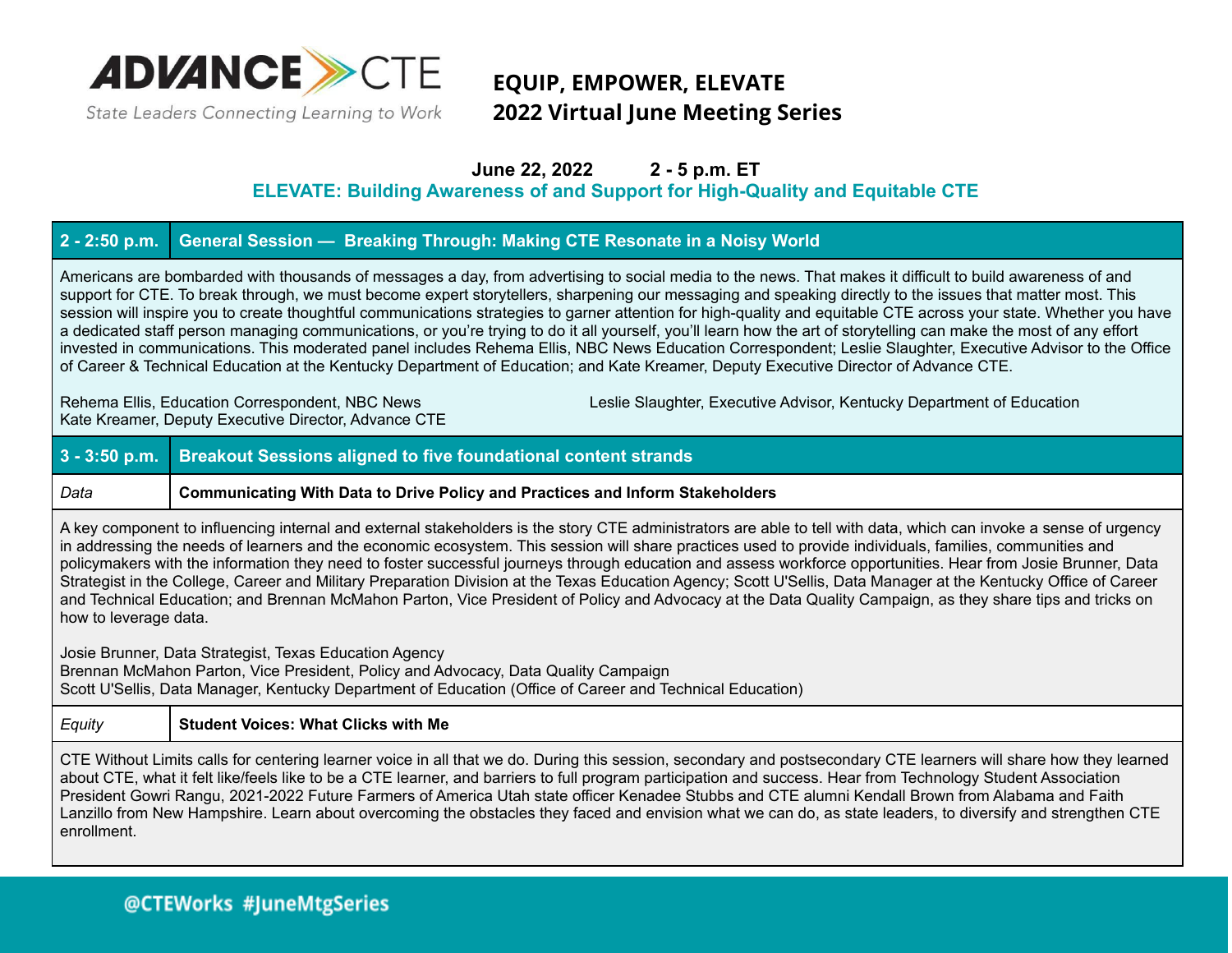**ADVANCE CTE**
State Leaders Connecting Learning to Work

## EQUIP, EMPOWER, ELEVATE
## 2022 Virtual June Meeting Series

**June 22, 2022 2 - 5 p.m. ET**

### ELEVATE: Building Awareness of and Support for High-Quality and Equitable CTE

| **2 - 2:50 p.m.** | **General Session — Breaking Through: Making CTE Resonate in a Noisy World** |
|---|---|

Americans are bombarded with thousands of messages a day, from advertising to social media to the news. That makes it difficult to build awareness of and support for CTE. To break through, we must become expert storytellers, sharpening our messaging and speaking directly to the issues that matter most. This session will inspire you to create thoughtful communications strategies to garner attention for high-quality and equitable CTE across your state. Whether you have a dedicated staff person managing communications, or you're trying to do it all yourself, you'll learn how the art of storytelling can make the most of any effort invested in communications. This moderated panel includes Rehema Ellis, NBC News Education Correspondent; Leslie Slaughter, Executive Advisor to the Office of Career & Technical Education at the Kentucky Department of Education; and Kate Kreamer, Deputy Executive Director of Advance CTE.

Rehema Ellis, Education Correspondent, NBC News
Kate Kreamer, Deputy Executive Director, Advance CTE
Leslie Slaughter, Executive Advisor, Kentucky Department of Education

| **3 - 3:50 p.m.** | **Breakout Sessions aligned to five foundational content strands** |
|---|---|
| *Data* | **Communicating With Data to Drive Policy and Practices and Inform Stakeholders** |

A key component to influencing internal and external stakeholders is the story CTE administrators are able to tell with data, which can invoke a sense of urgency in addressing the needs of learners and the economic ecosystem. This session will share practices used to provide individuals, families, communities and policymakers with the information they need to foster successful journeys through education and assess workforce opportunities. Hear from Josie Brunner, Data Strategist in the College, Career and Military Preparation Division at the Texas Education Agency; Scott U'Sellis, Data Manager at the Kentucky Office of Career and Technical Education; and Brennan McMahon Parton, Vice President of Policy and Advocacy at the Data Quality Campaign, as they share tips and tricks on how to leverage data.

Josie Brunner, Data Strategist, Texas Education Agency
Brennan McMahon Parton, Vice President, Policy and Advocacy, Data Quality Campaign
Scott U'Sellis, Data Manager, Kentucky Department of Education (Office of Career and Technical Education)

| *Equity* | **Student Voices: What Clicks with Me** |
|---|---|

CTE Without Limits calls for centering learner voice in all that we do. During this session, secondary and postsecondary CTE learners will share how they learned about CTE, what it felt like/feels like to be a CTE learner, and barriers to full program participation and success. Hear from Technology Student Association President Gowri Rangu, 2021-2022 Future Farmers of America Utah state officer Kenadee Stubbs and CTE alumni Kendall Brown from Alabama and Faith Lanzillo from New Hampshire. Learn about overcoming the obstacles they faced and envision what we can do, as state leaders, to diversify and strengthen CTE enrollment.

@CTEWorks #JuneMtgSeries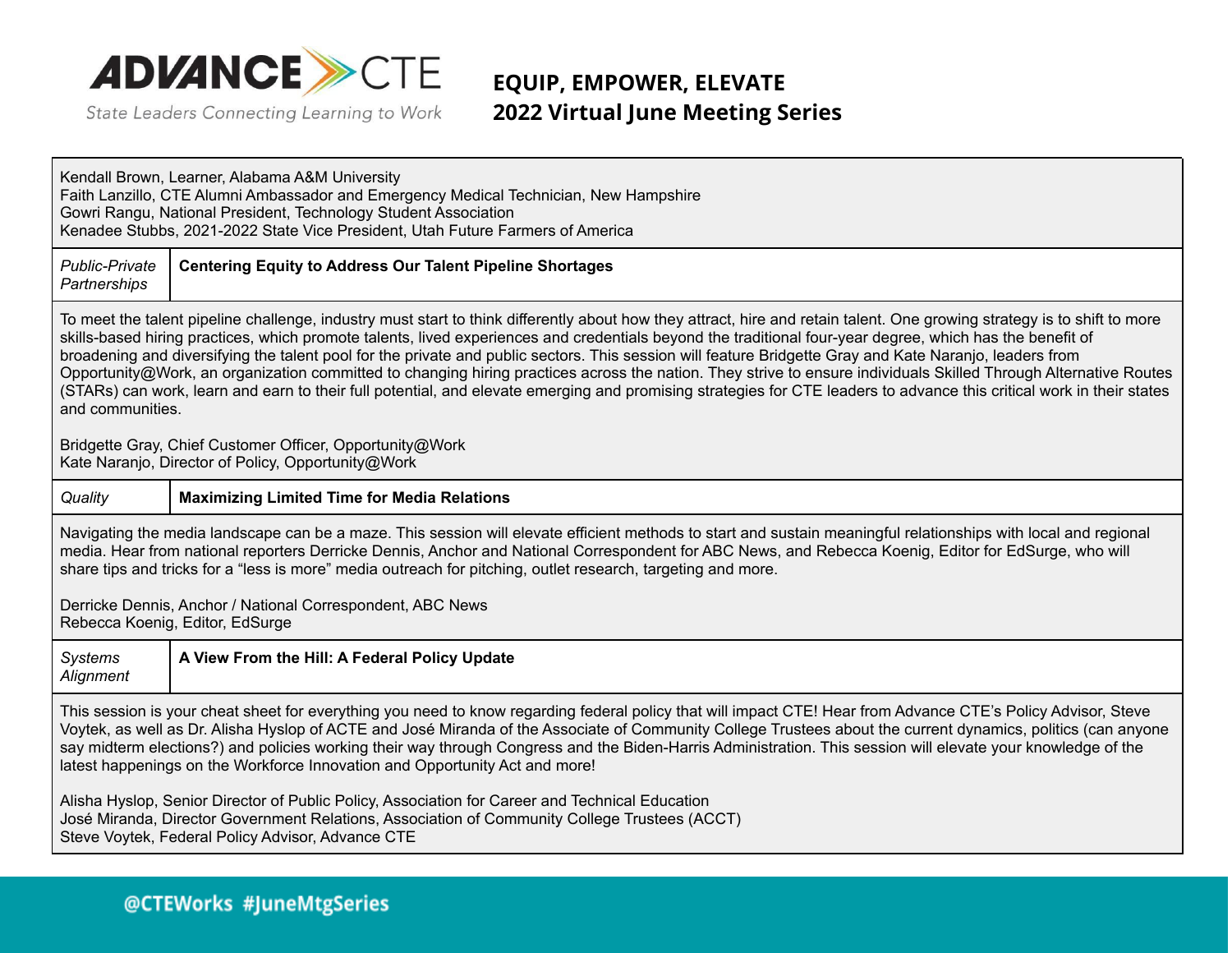Kendall Brown, Learner, Alabama A&M University
Faith Lanzillo, CTE Alumni Ambassador and Emergency Medical Technician, New Hampshire
Gowri Rangu, National President, Technology Student Association
Kenadee Stubbs, 2021-2022 State Vice President, Utah Future Farmers of America

| *Public-Private Partnerships* | **Centering Equity to Address Our Talent Pipeline Shortages** |
|---|---|

To meet the talent pipeline challenge, industry must start to think differently about how they attract, hire and retain talent. One growing strategy is to shift to more skills-based hiring practices, which promote talents, lived experiences and credentials beyond the traditional four-year degree, which has the benefit of broadening and diversifying the talent pool for the private and public sectors. This session will feature Bridgette Gray and Kate Naranjo, leaders from Opportunity@Work, an organization committed to changing hiring practices across the nation. They strive to ensure individuals Skilled Through Alternative Routes (STARs) can work, learn and earn to their full potential, and elevate emerging and promising strategies for CTE leaders to advance this critical work in their states and communities.

Bridgette Gray, Chief Customer Officer, Opportunity@Work
Kate Naranjo, Director of Policy, Opportunity@Work

| *Quality* | **Maximizing Limited Time for Media Relations** |
|---|---|

Navigating the media landscape can be a maze. This session will elevate efficient methods to start and sustain meaningful relationships with local and regional media. Hear from national reporters Derricke Dennis, Anchor and National Correspondent for ABC News, and Rebecca Koenig, Editor for EdSurge, who will share tips and tricks for a "less is more" media outreach for pitching, outlet research, targeting and more.

Derricke Dennis, Anchor / National Correspondent, ABC News
Rebecca Koenig, Editor, EdSurge

| *Systems Alignment* | **A View From the Hill: A Federal Policy Update** |
|---|---|

This session is your cheat sheet for everything you need to know regarding federal policy that will impact CTE! Hear from Advance CTE's Policy Advisor, Steve Voytek, as well as Dr. Alisha Hyslop of ACTE and José Miranda of the Associate of Community College Trustees about the current dynamics, politics (can anyone say midterm elections?) and policies working their way through Congress and the Biden-Harris Administration. This session will elevate your knowledge of the latest happenings on the Workforce Innovation and Opportunity Act and more!

Alisha Hyslop, Senior Director of Public Policy, Association for Career and Technical Education
José Miranda, Director Government Relations, Association of Community College Trustees (ACCT)
Steve Voytek, Federal Policy Advisor, Advance CTE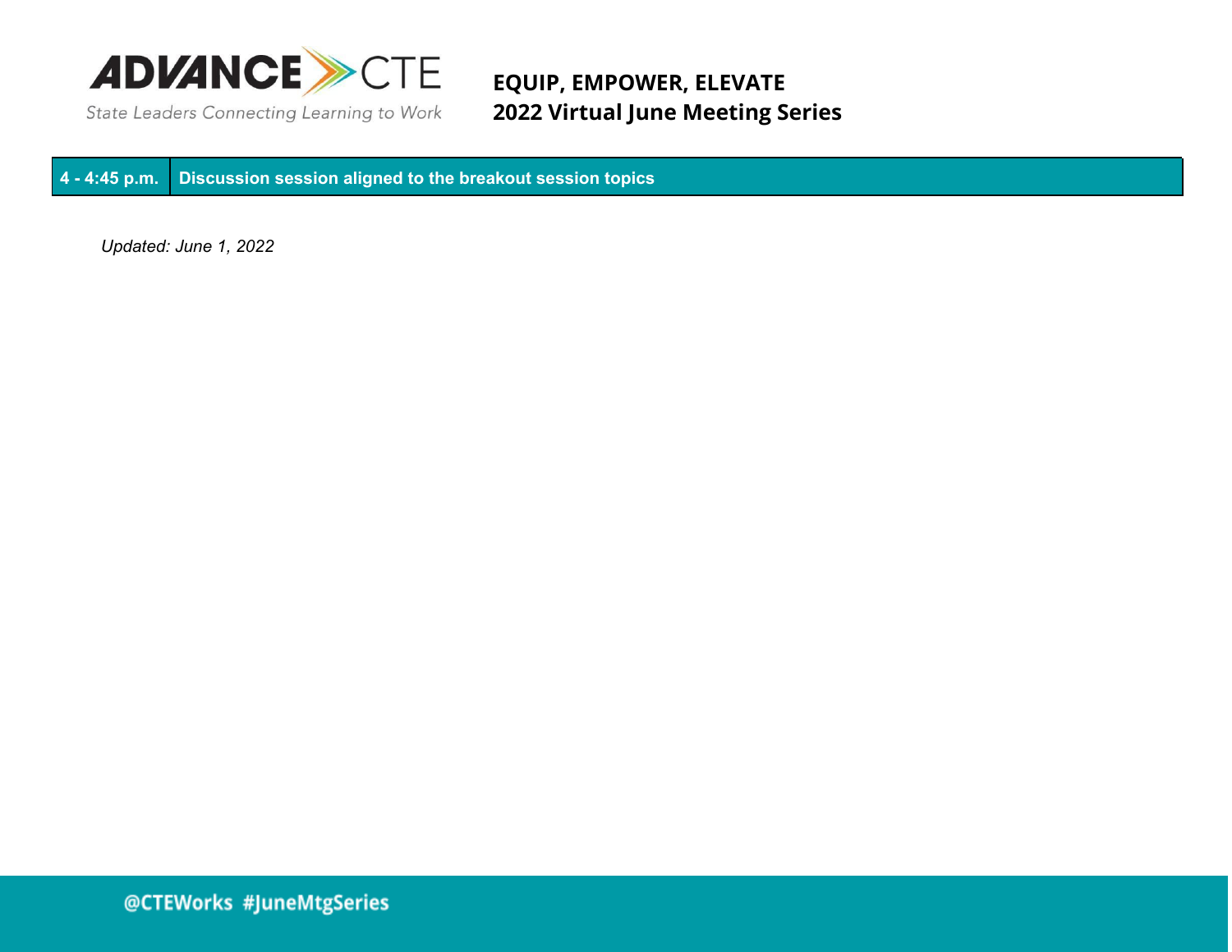| | |
|---|---|
| **4 - 4:45 p.m.** | **Discussion session aligned to the breakout session topics** |

*Updated: June 1, 2022*